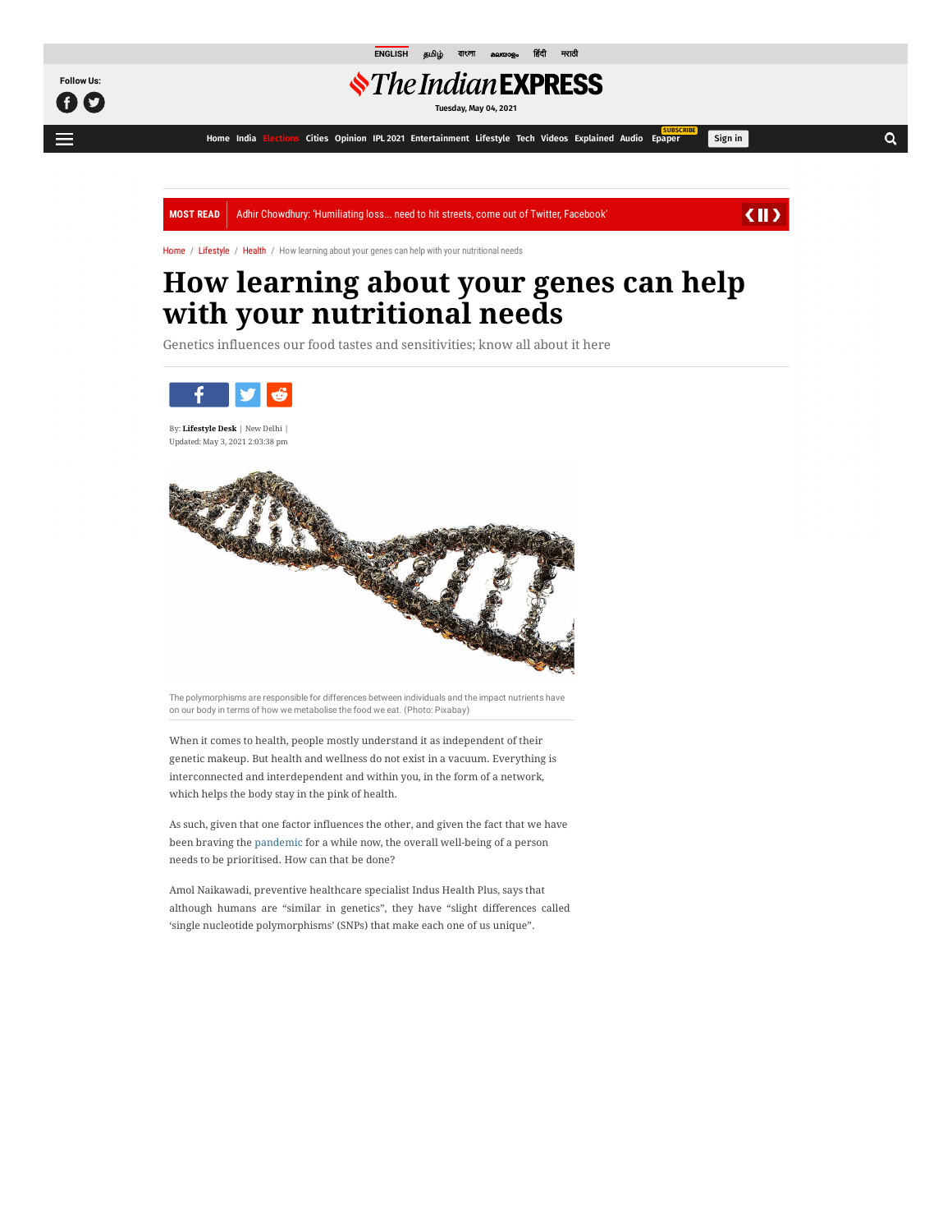# How learning about your genes can help with your nutritional needs

Genetics influences our food tastes and sensitivities; know all about it here

By: **Lifestyle Desk** | New Delhi |
Updated: May 3, 2021 2:03:38 pm

The polymorphisms are responsible for differences between individuals and the impact nutrients have on our body in terms of how we metabolise the food we eat. (Photo: Pixabay)

When it comes to health, people mostly understand it as independent of their genetic makeup. But health and wellness do not exist in a vacuum. Everything is interconnected and interdependent and within you, in the form of a network, which helps the body stay in the pink of health.

As such, given that one factor influences the other, and given the fact that we have been braving the pandemic for a while now, the overall well-being of a person needs to be prioritised. How can that be done?

Amol Naikawadi, preventive healthcare specialist Indus Health Plus, says that although humans are "similar in genetics", they have "slight differences called 'single nucleotide polymorphisms' (SNPs) that make each one of us unique".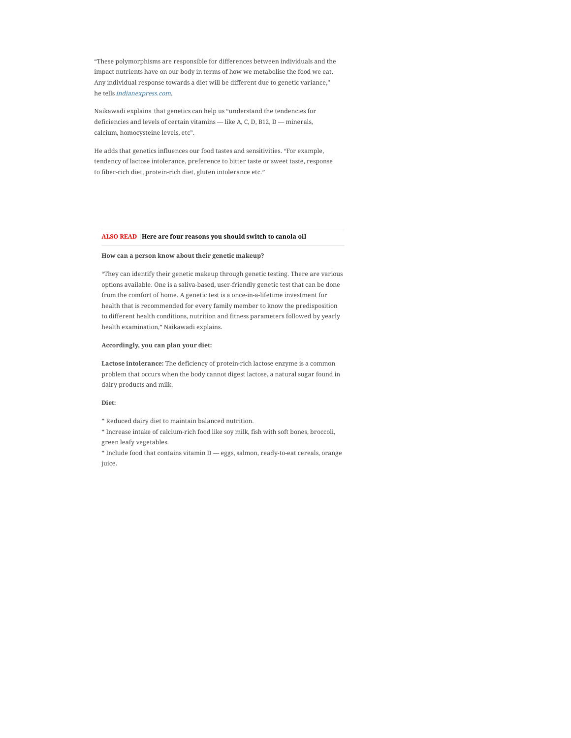"These polymorphisms are responsible for differences between individuals and the impact nutrients have on our body in terms of how we metabolise the food we eat. Any individual response towards a diet will be different due to genetic variance," he tells *indianexpress.com*.

Naikawadi explains  that genetics can help us "understand the tendencies for deficiencies and levels of certain vitamins — like A, C, D, B12, D — minerals, calcium, homocysteine levels, etc".

He adds that genetics influences our food tastes and sensitivities. "For example, tendency of lactose intolerance, preference to bitter taste or sweet taste, response to fiber-rich diet, protein-rich diet, gluten intolerance etc."

**ALSO READ | Here are four reasons you should switch to canola oil**

**How can a person know about their genetic makeup?**

"They can identify their genetic makeup through genetic testing. There are various options available. One is a saliva-based, user-friendly genetic test that can be done from the comfort of home. A genetic test is a once-in-a-lifetime investment for health that is recommended for every family member to know the predisposition to different health conditions, nutrition and fitness parameters followed by yearly health examination," Naikawadi explains.

**Accordingly, you can plan your diet:**

**Lactose intolerance:** The deficiency of protein-rich lactose enzyme is a common problem that occurs when the body cannot digest lactose, a natural sugar found in dairy products and milk.

**Diet:**

* Reduced dairy diet to maintain balanced nutrition.
* Increase intake of calcium-rich food like soy milk, fish with soft bones, broccoli, green leafy vegetables.
* Include food that contains vitamin D — eggs, salmon, ready-to-eat cereals, orange juice.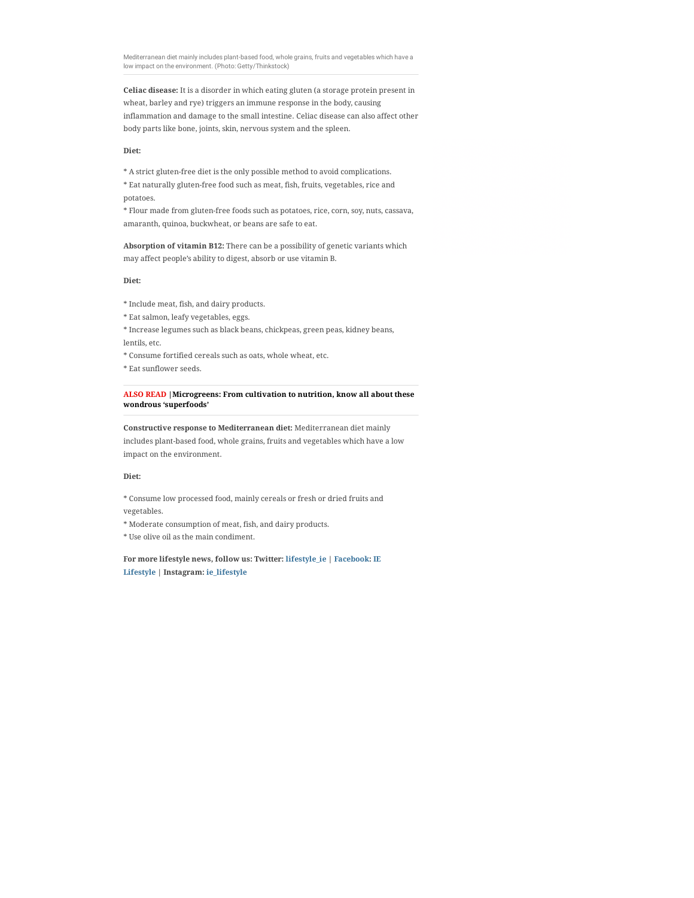Mediterranean diet mainly includes plant-based food, whole grains, fruits and vegetables which have a low impact on the environment. (Photo: Getty/Thinkstock)

**Celiac disease:** It is a disorder in which eating gluten (a storage protein present in wheat, barley and rye) triggers an immune response in the body, causing inflammation and damage to the small intestine. Celiac disease can also affect other body parts like bone, joints, skin, nervous system and the spleen.

**Diet:**

* A strict gluten-free diet is the only possible method to avoid complications.
* Eat naturally gluten-free food such as meat, fish, fruits, vegetables, rice and potatoes.
* Flour made from gluten-free foods such as potatoes, rice, corn, soy, nuts, cassava, amaranth, quinoa, buckwheat, or beans are safe to eat.

**Absorption of vitamin B12:** There can be a possibility of genetic variants which may affect people's ability to digest, absorb or use vitamin B.

**Diet:**

* Include meat, fish, and dairy products.
* Eat salmon, leafy vegetables, eggs.
* Increase legumes such as black beans, chickpeas, green peas, kidney beans, lentils, etc.
* Consume fortified cereals such as oats, whole wheat, etc.
* Eat sunflower seeds.

**ALSO READ | Microgreens: From cultivation to nutrition, know all about these wondrous 'superfoods'**

**Constructive response to Mediterranean diet:** Mediterranean diet mainly includes plant-based food, whole grains, fruits and vegetables which have a low impact on the environment.

**Diet:**

* Consume low processed food, mainly cereals or fresh or dried fruits and vegetables.
* Moderate consumption of meat, fish, and dairy products.
* Use olive oil as the main condiment.

**For more lifestyle news, follow us: Twitter: lifestyle_ie | Facebook: IE Lifestyle | Instagram: ie_lifestyle**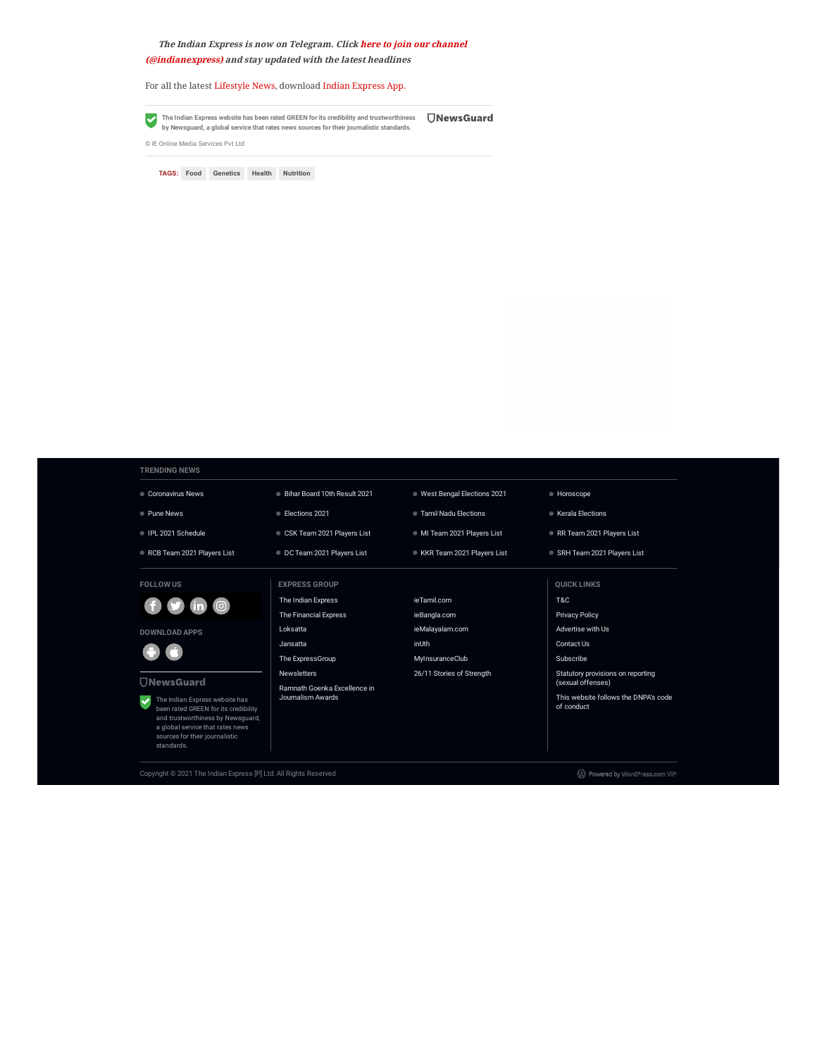***The Indian Express is now on Telegram. Click here to join our channel (@indianexpress) and stay updated with the latest headlines***

For all the latest Lifestyle News, download Indian Express App.

The Indian Express website has been rated GREEN for its credibility and trustworthiness by Newsguard, a global service that rates news sources for their journalistic standards.

NewsGuard

© IE Online Media Services Pvt Ltd

TAGS: Food Genetics Health Nutrition

TRENDING NEWS

- Coronavirus News
- Bihar Board 10th Result 2021
- West Bengal Elections 2021
- Horoscope
- Pune News
- Elections 2021
- Tamil Nadu Elections
- Kerala Elections
- IPL 2021 Schedule
- CSK Team 2021 Players List
- MI Team 2021 Players List
- RR Team 2021 Players List
- RCB Team 2021 Players List
- DC Team 2021 Players List
- KKR Team 2021 Players List
- SRH Team 2021 Players List

FOLLOW US

DOWNLOAD APPS

NewsGuard

The Indian Express website has been rated GREEN for its credibility and trustworthiness by Newsguard, a global service that rates news sources for their journalistic standards.

EXPRESS GROUP

- The Indian Express
- The Financial Express
- Loksatta
- Jansatta
- The ExpressGroup
- Newsletters
- Ramnath Goenka Excellence in Journalism Awards
- ieTamil.com
- ieBangla.com
- ieMalayalam.com
- inUth
- MyInsuranceClub
- 26/11 Stories of Strength

QUICK LINKS

- T&C
- Privacy Policy
- Advertise with Us
- Contact Us
- Subscribe
- Statutory provisions on reporting (sexual offenses)
- This website follows the DNPA's code of conduct

Copyright © 2021 The Indian Express [P] Ltd. All Rights Reserved

Powered by WordPress.com VIP